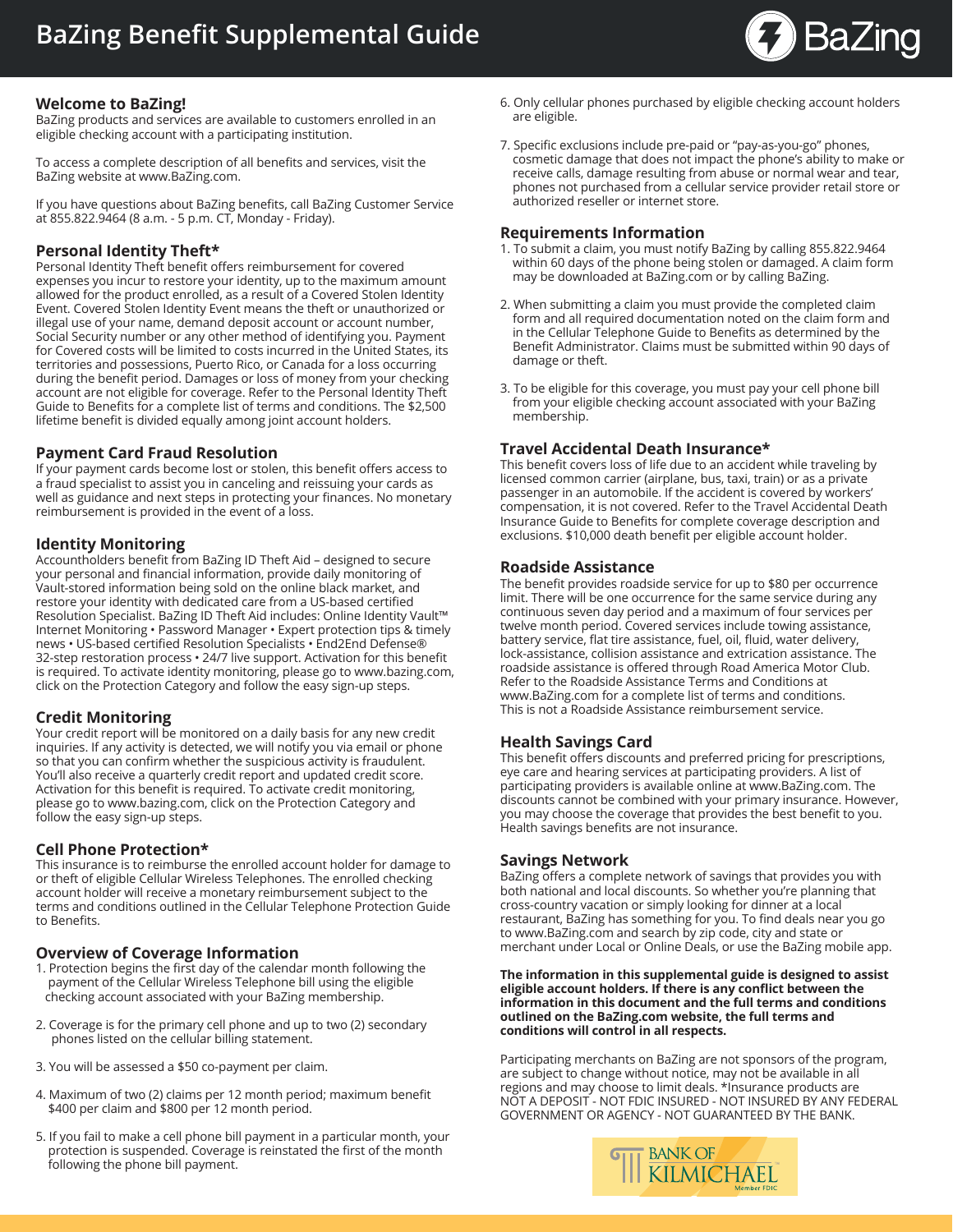# BaZing Benefit Supplemental Guide

## Welcome to BaZing!

BaZing products and services are available to customers enrolled in an eligible checking account with a participating institution.

To access a complete description of all benefits and services, visit the BaZing website at www.BaZing.com.

If you have questions about BaZing benefits, call BaZing Customer Service at 855.822.9464 (8 a.m. - 5 p.m. CT, Monday - Friday).

## Personal Identity Theft*

Personal Identity Theft benefit offers reimbursement for covered expenses you incur to restore your identity, up to the maximum amount allowed for the product enrolled, as a result of a Covered Stolen Identity Event. Covered Stolen Identity Event means the theft or unauthorized or illegal use of your name, demand deposit account or account number, Social Security number or any other method of identifying you. Payment for Covered costs will be limited to costs incurred in the United States, its territories and possessions, Puerto Rico, or Canada for a loss occurring during the benefit period. Damages or loss of money from your checking account are not eligible for coverage. Refer to the Personal Identity Theft Guide to Benefits for a complete list of terms and conditions. The $2,500 lifetime benefit is divided equally among joint account holders.

## Payment Card Fraud Resolution

If your payment cards become lost or stolen, this benefit offers access to a fraud specialist to assist you in canceling and reissuing your cards as well as guidance and next steps in protecting your finances. No monetary reimbursement is provided in the event of a loss.

## Identity Monitoring

Accountholders benefit from BaZing ID Theft Aid – designed to secure your personal and financial information, provide daily monitoring of Vault-stored information being sold on the online black market, and restore your identity with dedicated care from a US-based certified Resolution Specialist. BaZing ID Theft Aid includes: Online Identity Vault™ Internet Monitoring • Password Manager • Expert protection tips & timely news • US-based certified Resolution Specialists • End2End Defense® 32-step restoration process • 24/7 live support. Activation for this benefit is required. To activate identity monitoring, please go to www.bazing.com, click on the Protection Category and follow the easy sign-up steps.

## Credit Monitoring

Your credit report will be monitored on a daily basis for any new credit inquiries. If any activity is detected, we will notify you via email or phone so that you can confirm whether the suspicious activity is fraudulent. You'll also receive a quarterly credit report and updated credit score. Activation for this benefit is required. To activate credit monitoring, please go to www.bazing.com, click on the Protection Category and follow the easy sign-up steps.

## Cell Phone Protection*

This insurance is to reimburse the enrolled account holder for damage to or theft of eligible Cellular Wireless Telephones. The enrolled checking account holder will receive a monetary reimbursement subject to the terms and conditions outlined in the Cellular Telephone Protection Guide to Benefits.

## Overview of Coverage Information

1. Protection begins the first day of the calendar month following the payment of the Cellular Wireless Telephone bill using the eligible checking account associated with your BaZing membership.
2. Coverage is for the primary cell phone and up to two (2) secondary phones listed on the cellular billing statement.
3. You will be assessed a $50 co-payment per claim.
4. Maximum of two (2) claims per 12 month period; maximum benefit $400 per claim and $800 per 12 month period.
5. If you fail to make a cell phone bill payment in a particular month, your protection is suspended. Coverage is reinstated the first of the month following the phone bill payment.
6. Only cellular phones purchased by eligible checking account holders are eligible.
7. Specific exclusions include pre-paid or "pay-as-you-go" phones, cosmetic damage that does not impact the phone's ability to make or receive calls, damage resulting from abuse or normal wear and tear, phones not purchased from a cellular service provider retail store or authorized reseller or internet store.

## Requirements Information

1. To submit a claim, you must notify BaZing by calling 855.822.9464 within 60 days of the phone being stolen or damaged. A claim form may be downloaded at BaZing.com or by calling BaZing.
2. When submitting a claim you must provide the completed claim form and all required documentation noted on the claim form and in the Cellular Telephone Guide to Benefits as determined by the Benefit Administrator. Claims must be submitted within 90 days of damage or theft.
3. To be eligible for this coverage, you must pay your cell phone bill from your eligible checking account associated with your BaZing membership.

## Travel Accidental Death Insurance*

This benefit covers loss of life due to an accident while traveling by licensed common carrier (airplane, bus, taxi, train) or as a private passenger in an automobile. If the accident is covered by workers' compensation, it is not covered. Refer to the Travel Accidental Death Insurance Guide to Benefits for complete coverage description and exclusions. $10,000 death benefit per eligible account holder.

## Roadside Assistance

The benefit provides roadside service for up to $80 per occurrence limit. There will be one occurrence for the same service during any continuous seven day period and a maximum of four services per twelve month period. Covered services include towing assistance, battery service, flat tire assistance, fuel, oil, fluid, water delivery, lock-assistance, collision assistance and extrication assistance. The roadside assistance is offered through Road America Motor Club. Refer to the Roadside Assistance Terms and Conditions at www.BaZing.com for a complete list of terms and conditions. This is not a Roadside Assistance reimbursement service.

## Health Savings Card

This benefit offers discounts and preferred pricing for prescriptions, eye care and hearing services at participating providers. A list of participating providers is available online at www.BaZing.com. The discounts cannot be combined with your primary insurance. However, you may choose the coverage that provides the best benefit to you. Health savings benefits are not insurance.

## Savings Network

BaZing offers a complete network of savings that provides you with both national and local discounts. So whether you're planning that cross-country vacation or simply looking for dinner at a local restaurant, BaZing has something for you. To find deals near you go to www.BaZing.com and search by zip code, city and state or merchant under Local or Online Deals, or use the BaZing mobile app.

**The information in this supplemental guide is designed to assist eligible account holders. If there is any conflict between the information in this document and the full terms and conditions outlined on the BaZing.com website, the full terms and conditions will control in all respects.**

Participating merchants on BaZing are not sponsors of the program, are subject to change without notice, may not be available in all regions and may choose to limit deals. *Insurance products are NOT A DEPOSIT - NOT FDIC INSURED - NOT INSURED BY ANY FEDERAL GOVERNMENT OR AGENCY - NOT GUARANTEED BY THE BANK.

BANK OF KILMICHAEL
Member FDIC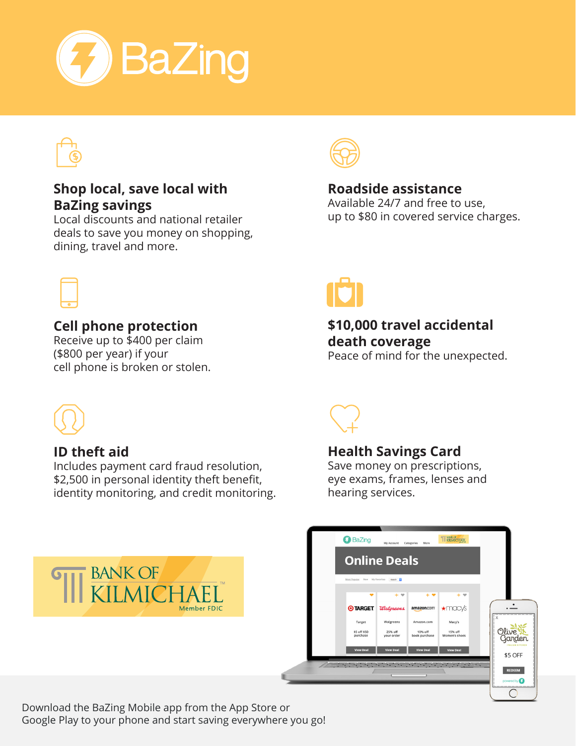# BaZing

## Shop local, save local with BaZing savings

Local discounts and national retailer deals to save you money on shopping, dining, travel and more.

## Roadside assistance

Available 24/7 and free to use, up to $80 in covered service charges.

## Cell phone protection

Receive up to $400 per claim ($800 per year) if your cell phone is broken or stolen.

## $10,000 travel accidental death coverage

Peace of mind for the unexpected.

## ID theft aid

Includes payment card fraud resolution, $2,500 in personal identity theft benefit, identity monitoring, and credit monitoring.

## Health Savings Card

Save money on prescriptions, eye exams, frames, lenses and hearing services.

BANK OF KILMICHAEL
Member FDIC

Download the BaZing Mobile app from the App Store or Google Play to your phone and start saving everywhere you go!